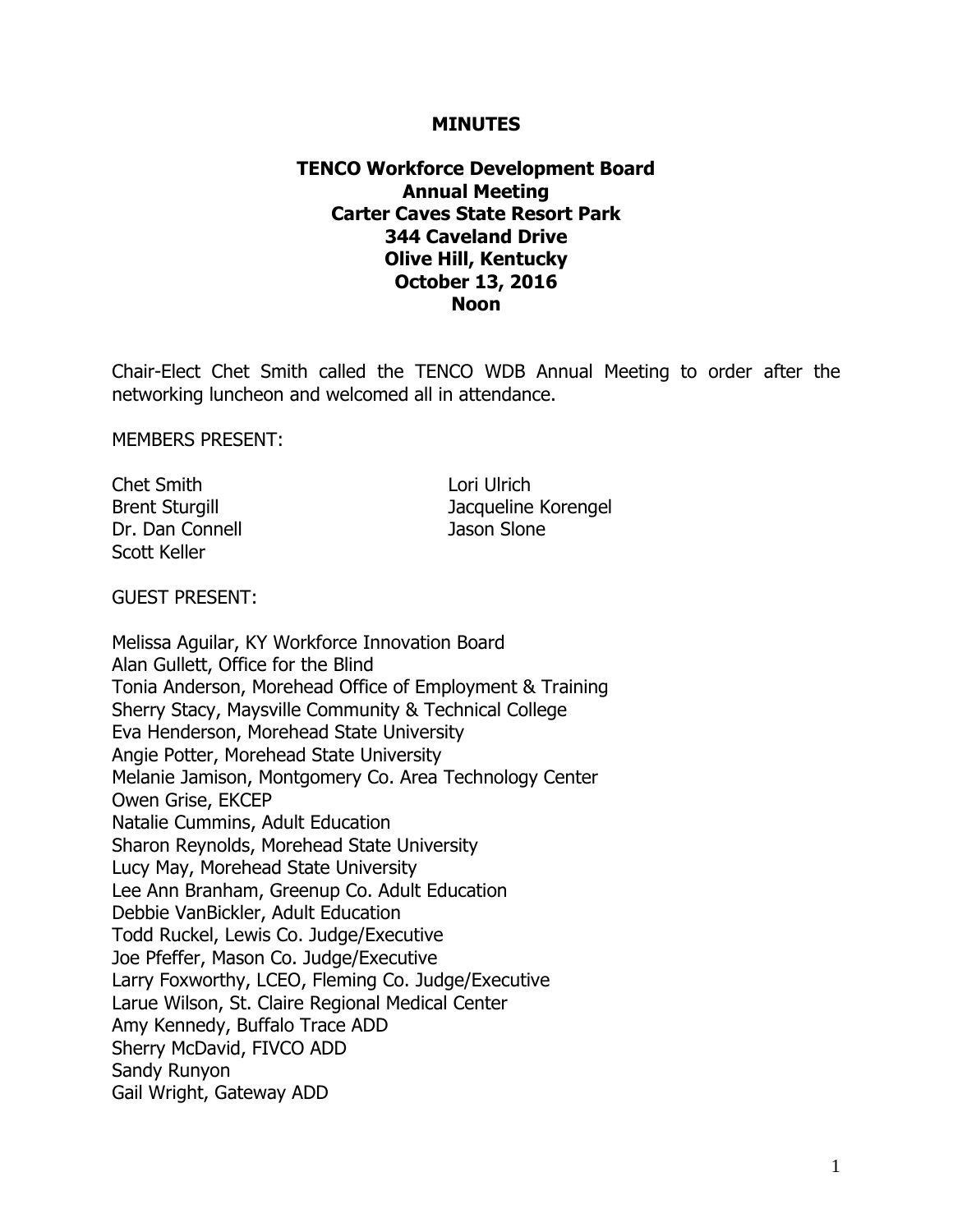**MINUTES**

**TENCO Workforce Development Board**
**Annual Meeting**
**Carter Caves State Resort Park**
**344 Caveland Drive**
**Olive Hill, Kentucky**
**October 13, 2016**
**Noon**

Chair-Elect Chet Smith called the TENCO WDB Annual Meeting to order after the networking luncheon and welcomed all in attendance.

MEMBERS PRESENT:

Chet Smith
Brent Sturgill
Dr. Dan Connell
Scott Keller
Lori Ulrich
Jacqueline Korengel
Jason Slone

GUEST PRESENT:

Melissa Aguilar, KY Workforce Innovation Board
Alan Gullett, Office for the Blind
Tonia Anderson, Morehead Office of Employment & Training
Sherry Stacy, Maysville Community & Technical College
Eva Henderson, Morehead State University
Angie Potter, Morehead State University
Melanie Jamison, Montgomery Co. Area Technology Center
Owen Grise, EKCEP
Natalie Cummins, Adult Education
Sharon Reynolds, Morehead State University
Lucy May, Morehead State University
Lee Ann Branham, Greenup Co. Adult Education
Debbie VanBickler, Adult Education
Todd Ruckel, Lewis Co. Judge/Executive
Joe Pfeffer, Mason Co. Judge/Executive
Larry Foxworthy, LCEO, Fleming Co. Judge/Executive
Larue Wilson, St. Claire Regional Medical Center
Amy Kennedy, Buffalo Trace ADD
Sherry McDavid, FIVCO ADD
Sandy Runyon
Gail Wright, Gateway ADD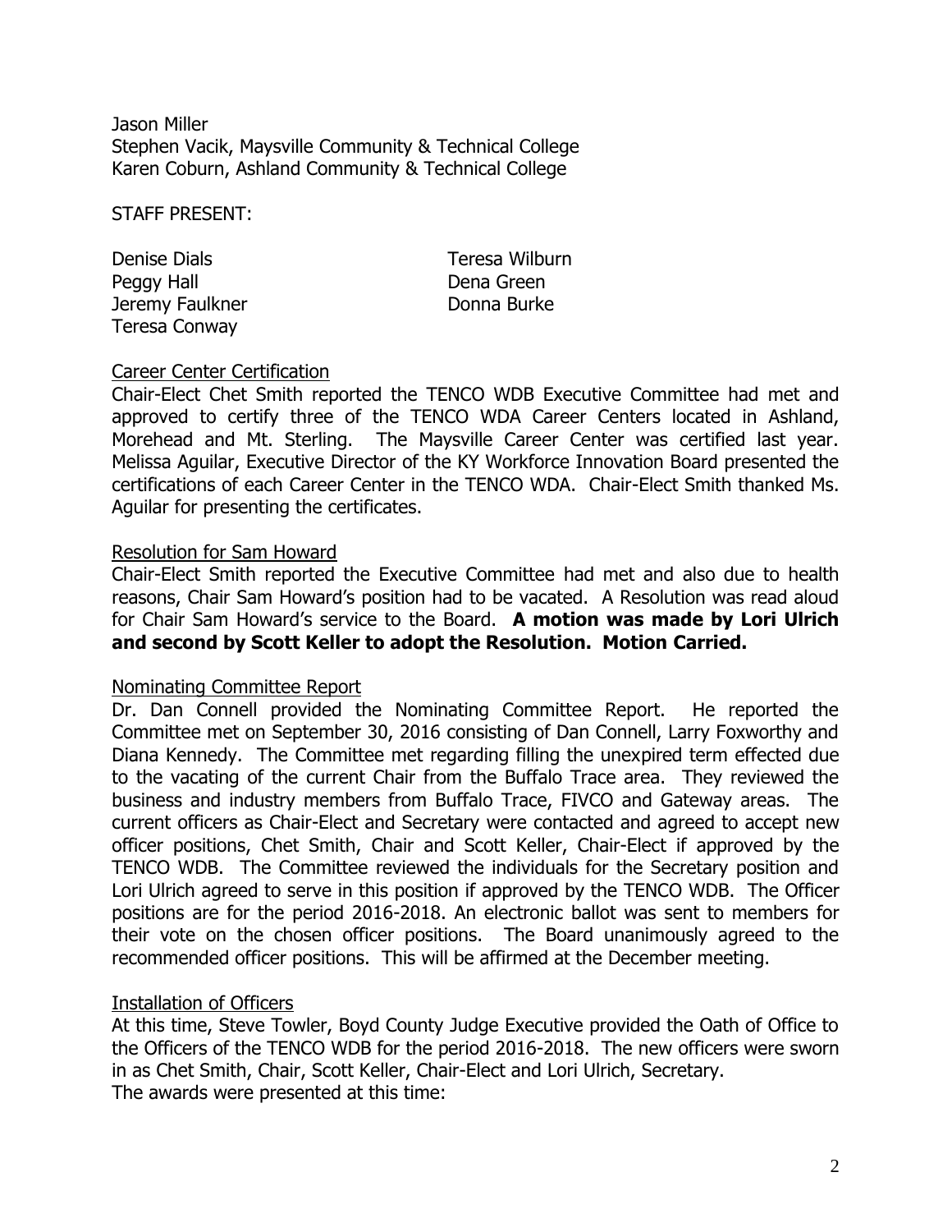Jason Miller
Stephen Vacik, Maysville Community & Technical College
Karen Coburn, Ashland Community & Technical College

STAFF PRESENT:

| | |
|---|---|
| Denise Dials | Teresa Wilburn |
| Peggy Hall | Dena Green |
| Jeremy Faulkner | Donna Burke |
| Teresa Conway | |

Career Center Certification

Chair-Elect Chet Smith reported the TENCO WDB Executive Committee had met and approved to certify three of the TENCO WDA Career Centers located in Ashland, Morehead and Mt. Sterling. The Maysville Career Center was certified last year. Melissa Aguilar, Executive Director of the KY Workforce Innovation Board presented the certifications of each Career Center in the TENCO WDA. Chair-Elect Smith thanked Ms. Aguilar for presenting the certificates.

Resolution for Sam Howard

Chair-Elect Smith reported the Executive Committee had met and also due to health reasons, Chair Sam Howard's position had to be vacated. A Resolution was read aloud for Chair Sam Howard's service to the Board. **A motion was made by Lori Ulrich and second by Scott Keller to adopt the Resolution. Motion Carried.**

Nominating Committee Report

Dr. Dan Connell provided the Nominating Committee Report. He reported the Committee met on September 30, 2016 consisting of Dan Connell, Larry Foxworthy and Diana Kennedy. The Committee met regarding filling the unexpired term effected due to the vacating of the current Chair from the Buffalo Trace area. They reviewed the business and industry members from Buffalo Trace, FIVCO and Gateway areas. The current officers as Chair-Elect and Secretary were contacted and agreed to accept new officer positions, Chet Smith, Chair and Scott Keller, Chair-Elect if approved by the TENCO WDB. The Committee reviewed the individuals for the Secretary position and Lori Ulrich agreed to serve in this position if approved by the TENCO WDB. The Officer positions are for the period 2016-2018. An electronic ballot was sent to members for their vote on the chosen officer positions. The Board unanimously agreed to the recommended officer positions. This will be affirmed at the December meeting.

Installation of Officers

At this time, Steve Towler, Boyd County Judge Executive provided the Oath of Office to the Officers of the TENCO WDB for the period 2016-2018. The new officers were sworn in as Chet Smith, Chair, Scott Keller, Chair-Elect and Lori Ulrich, Secretary.
The awards were presented at this time: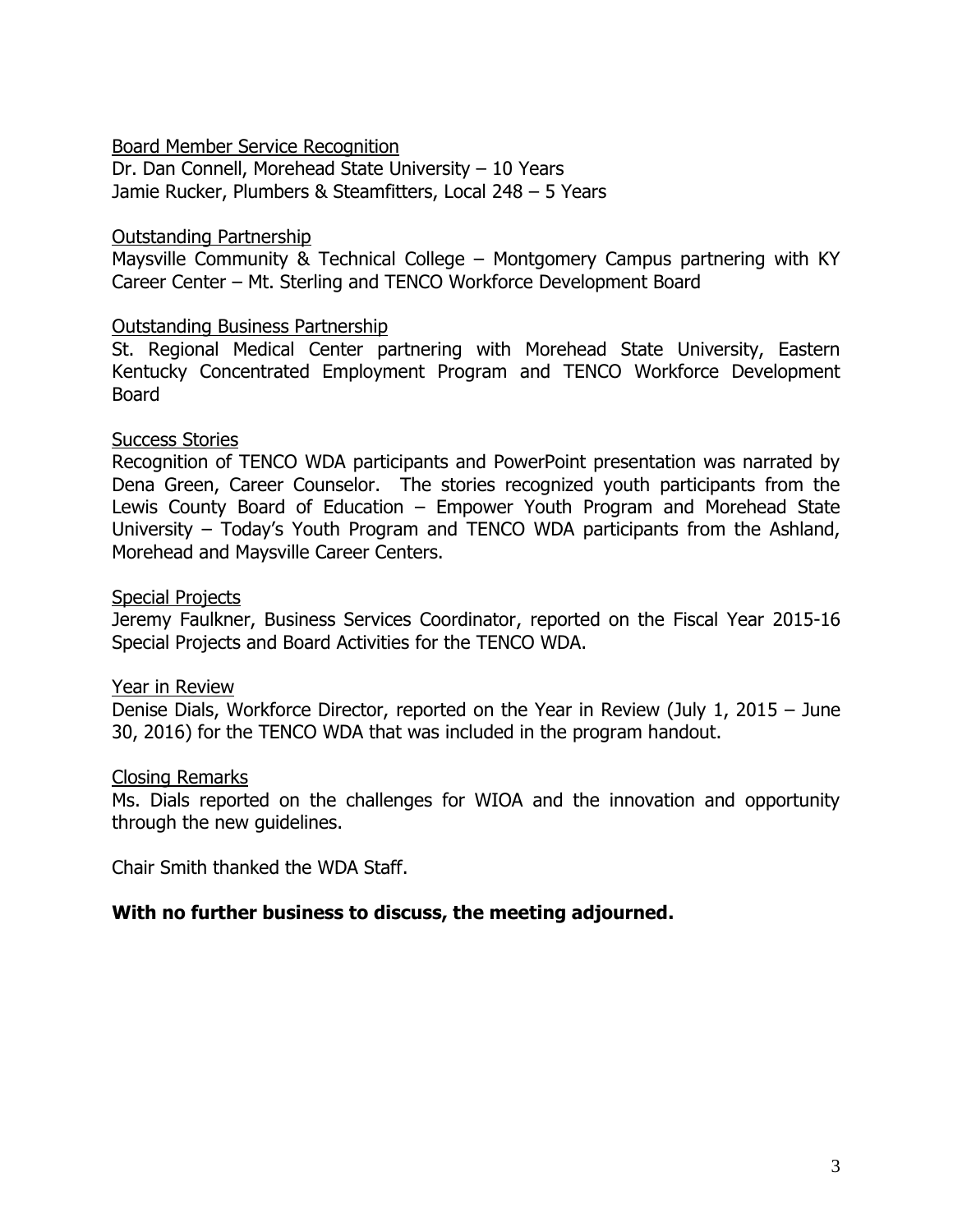<u>Board Member Service Recognition</u>
Dr. Dan Connell, Morehead State University – 10 Years
Jamie Rucker, Plumbers & Steamfitters, Local 248 – 5 Years

<u>Outstanding Partnership</u>
Maysville Community & Technical College – Montgomery Campus partnering with KY Career Center – Mt. Sterling and TENCO Workforce Development Board

<u>Outstanding Business Partnership</u>
St. Regional Medical Center partnering with Morehead State University, Eastern Kentucky Concentrated Employment Program and TENCO Workforce Development Board

<u>Success Stories</u>
Recognition of TENCO WDA participants and PowerPoint presentation was narrated by Dena Green, Career Counselor. The stories recognized youth participants from the Lewis County Board of Education – Empower Youth Program and Morehead State University – Today's Youth Program and TENCO WDA participants from the Ashland, Morehead and Maysville Career Centers.

<u>Special Projects</u>
Jeremy Faulkner, Business Services Coordinator, reported on the Fiscal Year 2015-16 Special Projects and Board Activities for the TENCO WDA.

<u>Year in Review</u>
Denise Dials, Workforce Director, reported on the Year in Review (July 1, 2015 – June 30, 2016) for the TENCO WDA that was included in the program handout.

<u>Closing Remarks</u>
Ms. Dials reported on the challenges for WIOA and the innovation and opportunity through the new guidelines.

Chair Smith thanked the WDA Staff.

**With no further business to discuss, the meeting adjourned.**